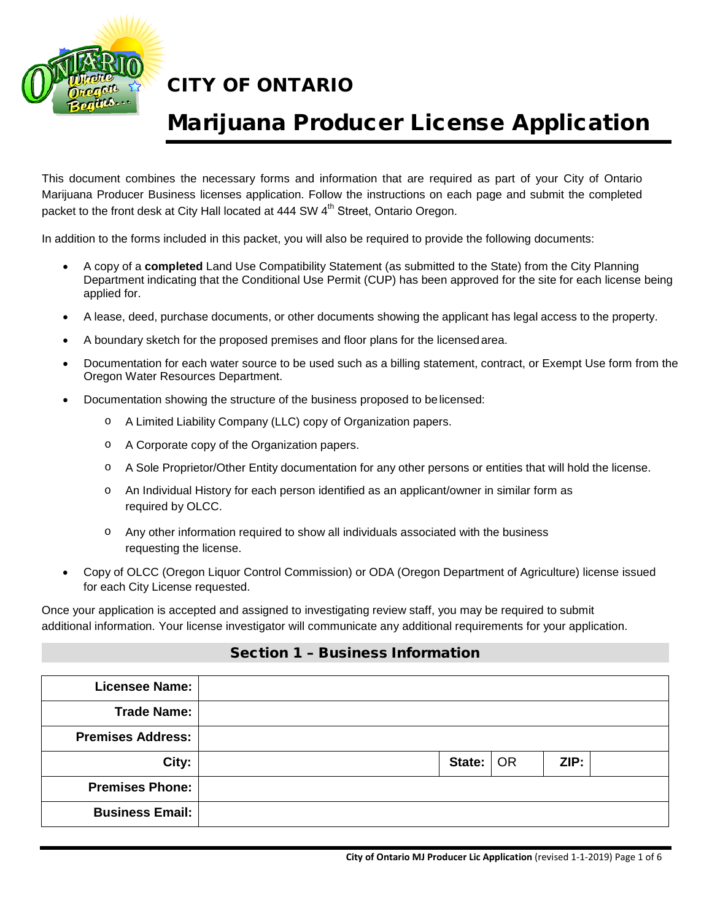# CITY OF ONTARIO

# Marijuana Producer License Application

This document combines the necessary forms and information that are required as part of your City of Ontario Marijuana Producer Business licenses application. Follow the instructions on each page and submit the completed packet to the front desk at City Hall located at 444 SW 4th Street, Ontario Oregon.

In addition to the forms included in this packet, you will also be required to provide the following documents:

- A copy of a **completed** Land Use Compatibility Statement (as submitted to the State) from the City Planning Department indicating that the Conditional Use Permit (CUP) has been approved for the site for each license being applied for.
- A lease, deed, purchase documents, or other documents showing the applicant has legal access to the property.
- A boundary sketch for the proposed premises and floor plans for the licensed area.
- Documentation for each water source to be used such as a billing statement, contract, or Exempt Use form from the Oregon Water Resources Department.
- Documentation showing the structure of the business proposed to be licensed:
  - A Limited Liability Company (LLC) copy of Organization papers.
  - A Corporate copy of the Organization papers.
  - A Sole Proprietor/Other Entity documentation for any other persons or entities that will hold the license.
  - An Individual History for each person identified as an applicant/owner in similar form as required by OLCC.
  - Any other information required to show all individuals associated with the business requesting the license.
- Copy of OLCC (Oregon Liquor Control Commission) or ODA (Oregon Department of Agriculture) license issued for each City License requested.

Once your application is accepted and assigned to investigating review staff, you may be required to submit additional information. Your license investigator will communicate any additional requirements for your application.

## Section 1 – Business Information

| | | | | | |
|---|---|---|---|---|---|
| **Licensee Name:** | | | | | |
| **Trade Name:** | | | | | |
| **Premises Address:** | | | | | |
| **City:** | | **State:** | OR | **ZIP:** | |
| **Premises Phone:** | | | | | |
| **Business Email:** | | | | | |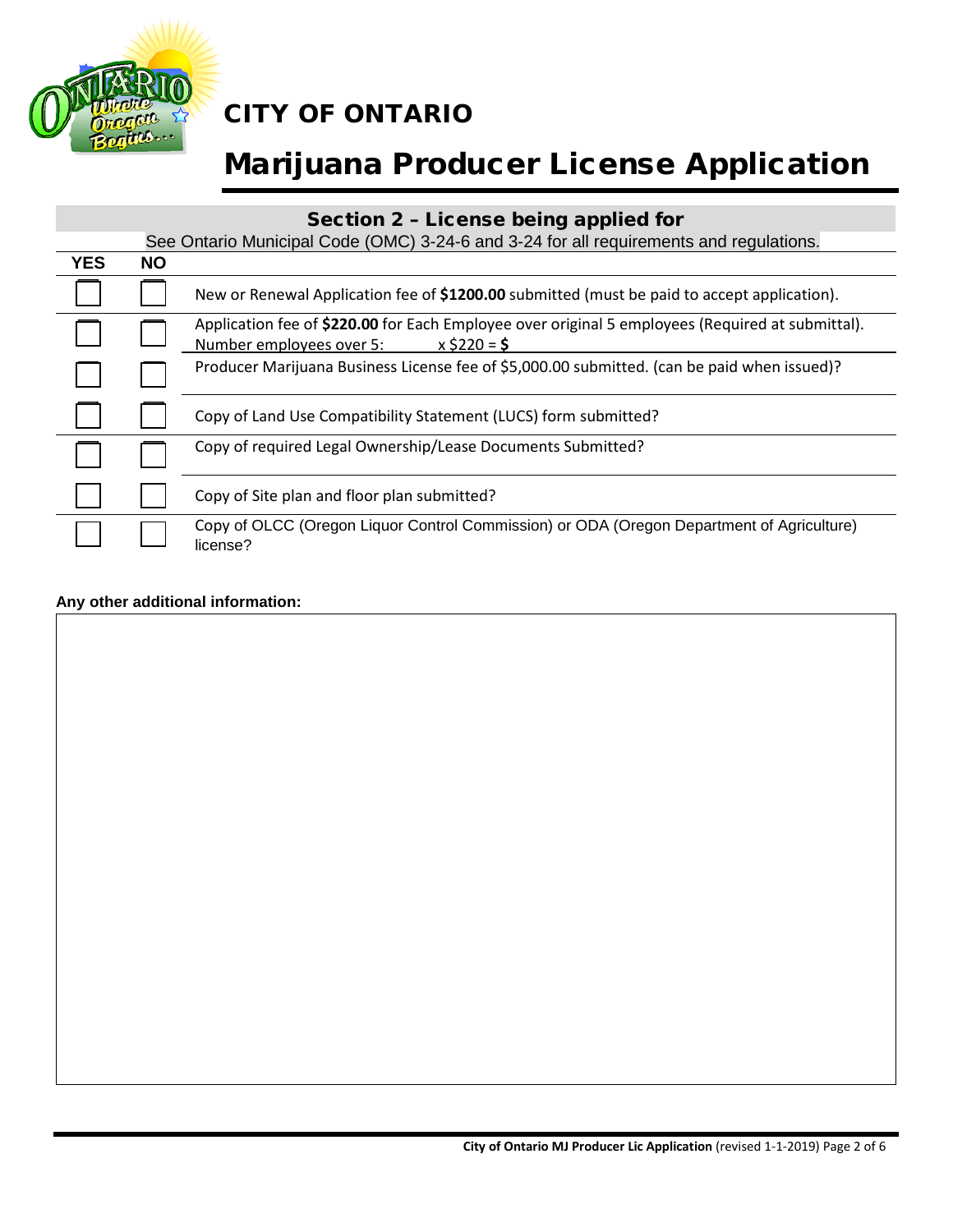# CITY OF ONTARIO

# Marijuana Producer License Application

## Section 2 – License being applied for

See Ontario Municipal Code (OMC) 3-24-6 and 3-24 for all requirements and regulations.

| YES | NO | |
|---|---|---|
| ☐ | ☐ | New or Renewal Application fee of **$1200.00** submitted (must be paid to accept application). |
| ☐ | ☐ | Application fee of **$220.00** for Each Employee over original 5 employees (Required at submittal). Number employees over 5: ____ x $220 = **$** ____ |
| ☐ | ☐ | Producer Marijuana Business License fee of $5,000.00 submitted. (can be paid when issued)? |
| ☐ | ☐ | Copy of Land Use Compatibility Statement (LUCS) form submitted? |
| ☐ | ☐ | Copy of required Legal Ownership/Lease Documents Submitted? |
| ☐ | ☐ | Copy of Site plan and floor plan submitted? |
| ☐ | ☐ | Copy of OLCC (Oregon Liquor Control Commission) or ODA (Oregon Department of Agriculture) license? |

**Any other additional information:**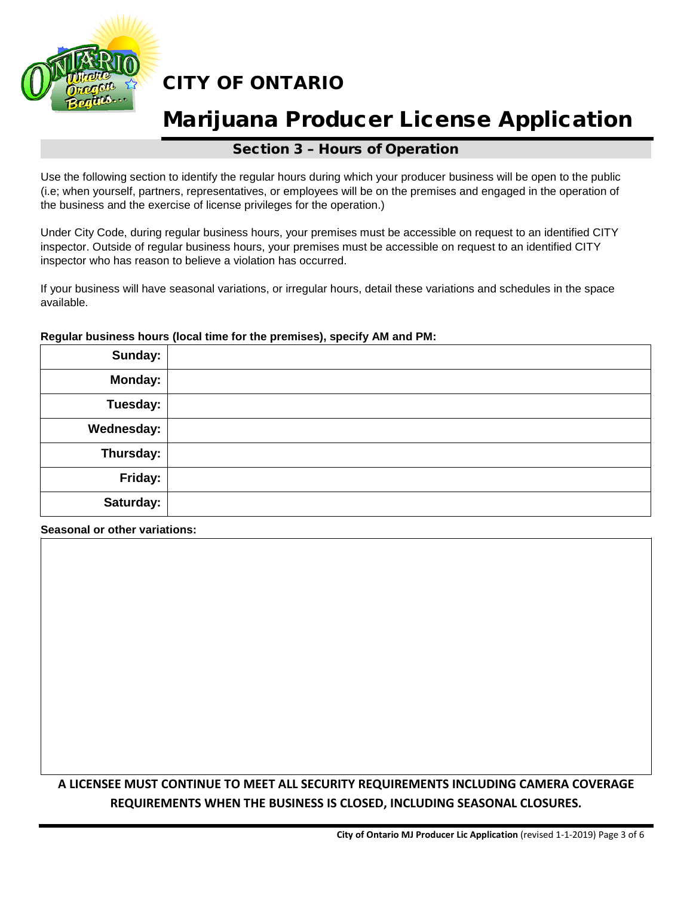# CITY OF ONTARIO

# Marijuana Producer License Application

## Section 3 – Hours of Operation

Use the following section to identify the regular hours during which your producer business will be open to the public (i.e; when yourself, partners, representatives, or employees will be on the premises and engaged in the operation of the business and the exercise of license privileges for the operation.)

Under City Code, during regular business hours, your premises must be accessible on request to an identified CITY inspector. Outside of regular business hours, your premises must be accessible on request to an identified CITY inspector who has reason to believe a violation has occurred.

If your business will have seasonal variations, or irregular hours, detail these variations and schedules in the space available.

**Regular business hours (local time for the premises), specify AM and PM:**

| | |
|---|---|
| **Sunday:** | |
| **Monday:** | |
| **Tuesday:** | |
| **Wednesday:** | |
| **Thursday:** | |
| **Friday:** | |
| **Saturday:** | |

**Seasonal or other variations:**

**A LICENSEE MUST CONTINUE TO MEET ALL SECURITY REQUIREMENTS INCLUDING CAMERA COVERAGE REQUIREMENTS WHEN THE BUSINESS IS CLOSED, INCLUDING SEASONAL CLOSURES.**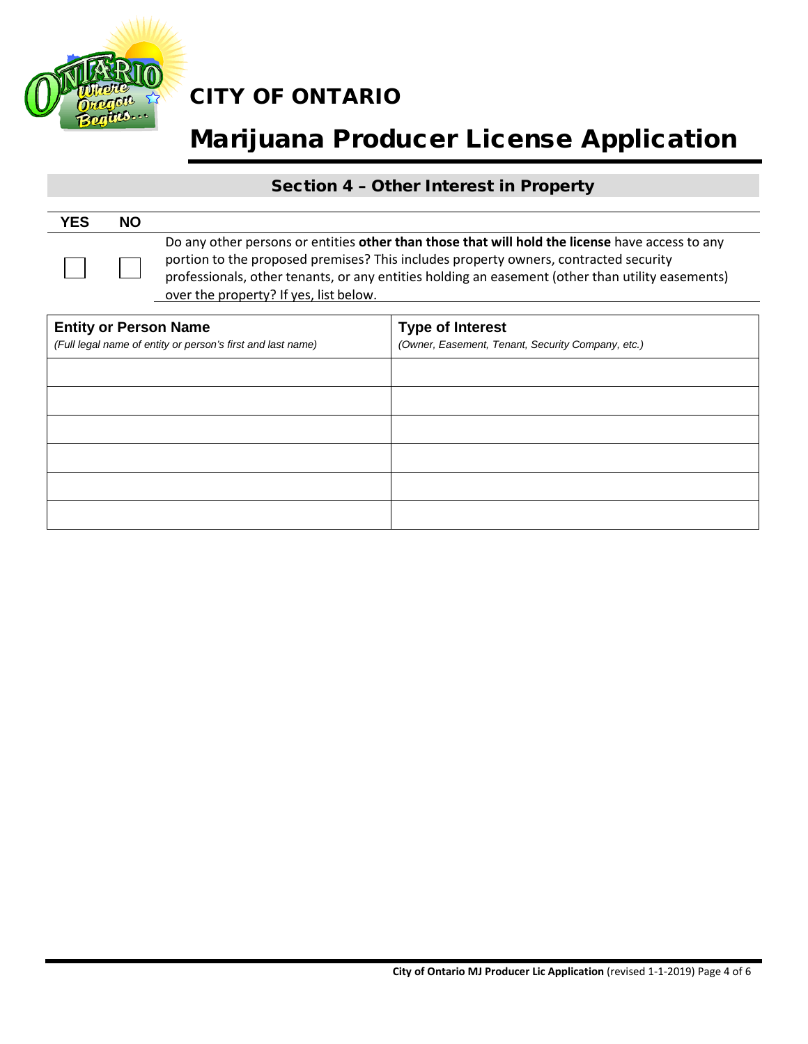# CITY OF ONTARIO

# Marijuana Producer License Application

## Section 4 – Other Interest in Property

| YES | NO | |
|---|---|---|
| ☐ | ☐ | Do any other persons or entities **other than those that will hold the license** have access to any portion to the proposed premises? This includes property owners, contracted security professionals, other tenants, or any entities holding an easement (other than utility easements) over the property? If yes, list below. |

| **Entity or Person Name** *(Full legal name of entity or person's first and last name)* | **Type of Interest** *(Owner, Easement, Tenant, Security Company, etc.)* |
|---|---|
| | |
| | |
| | |
| | |
| | |
| | |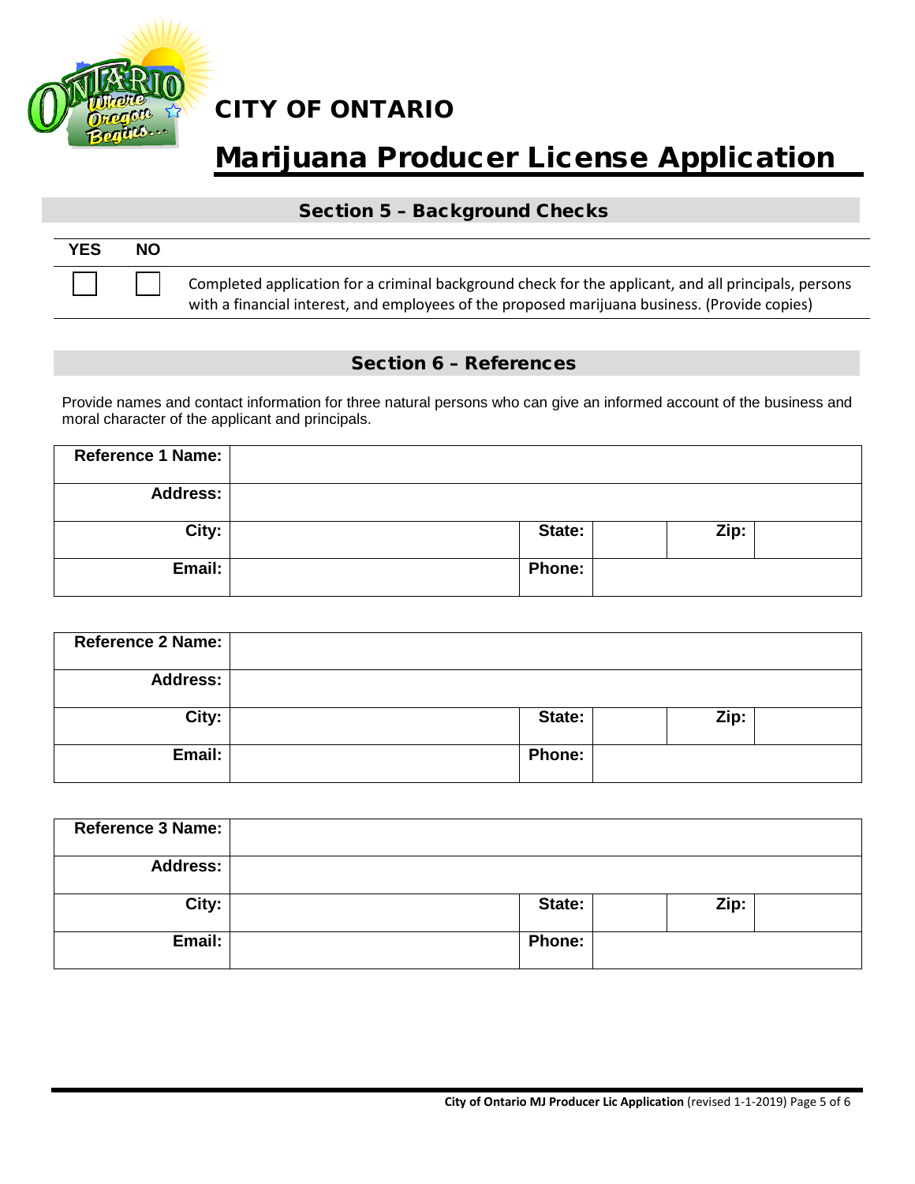CITY OF ONTARIO

# Marijuana Producer License Application

## Section 5 – Background Checks

| YES | NO | |
|---|---|---|
| ☐ | ☐ | Completed application for a criminal background check for the applicant, and all principals, persons with a financial interest, and employees of the proposed marijuana business. (Provide copies) |

## Section 6 – References

Provide names and contact information for three natural persons who can give an informed account of the business and moral character of the applicant and principals.

| **Reference 1 Name:** | | | | | |
|---|---|---|---|---|---|
| **Address:** | | | | | |
| **City:** | | **State:** | | **Zip:** | |
| **Email:** | | **Phone:** | | | |

| **Reference 2 Name:** | | | | | |
|---|---|---|---|---|---|
| **Address:** | | | | | |
| **City:** | | **State:** | | **Zip:** | |
| **Email:** | | **Phone:** | | | |

| **Reference 3 Name:** | | | | | |
|---|---|---|---|---|---|
| **Address:** | | | | | |
| **City:** | | **State:** | | **Zip:** | |
| **Email:** | | **Phone:** | | | |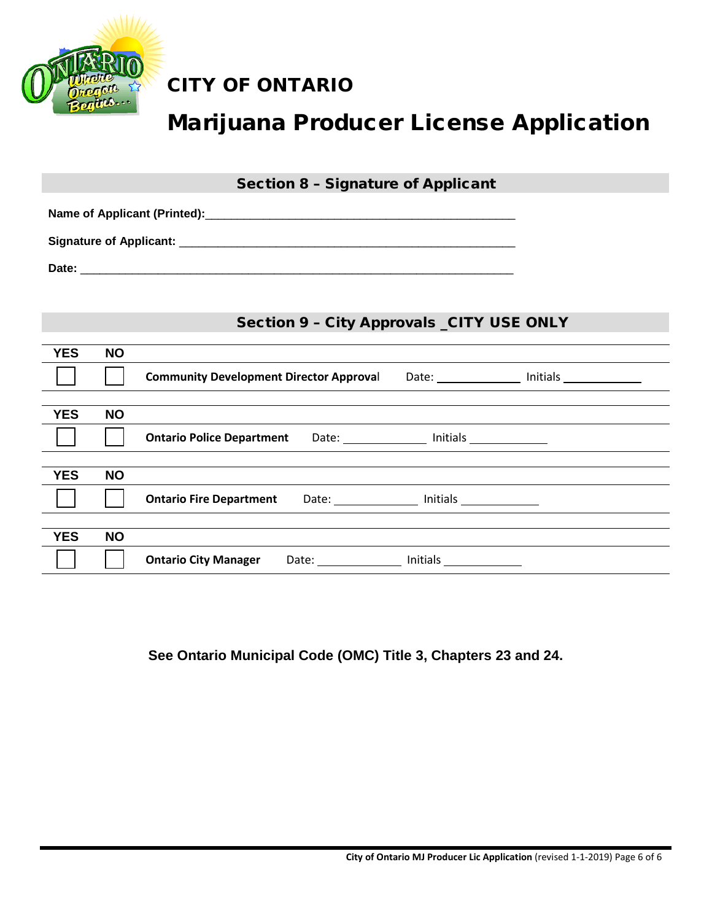# CITY OF ONTARIO

# Marijuana Producer License Application

## Section 8 – Signature of Applicant

**Name of Applicant (Printed):**_______________________________________________

**Signature of Applicant:** _________________________________________________

**Date:** _________________________________________________________________

## Section 9 – City Approvals _CITY USE ONLY

| YES | NO | |
|---|---|---|
| ☐ | ☐ | **Community Development Director Approval** Date: ____________ Initials ____________ |

| YES | NO | |
|---|---|---|
| ☐ | ☐ | **Ontario Police Department** Date: ____________ Initials ____________ |

| YES | NO | |
|---|---|---|
| ☐ | ☐ | **Ontario Fire Department** Date: ____________ Initials ____________ |

| YES | NO | |
|---|---|---|
| ☐ | ☐ | **Ontario City Manager** Date: ____________ Initials ____________ |

**See Ontario Municipal Code (OMC) Title 3, Chapters 23 and 24.**